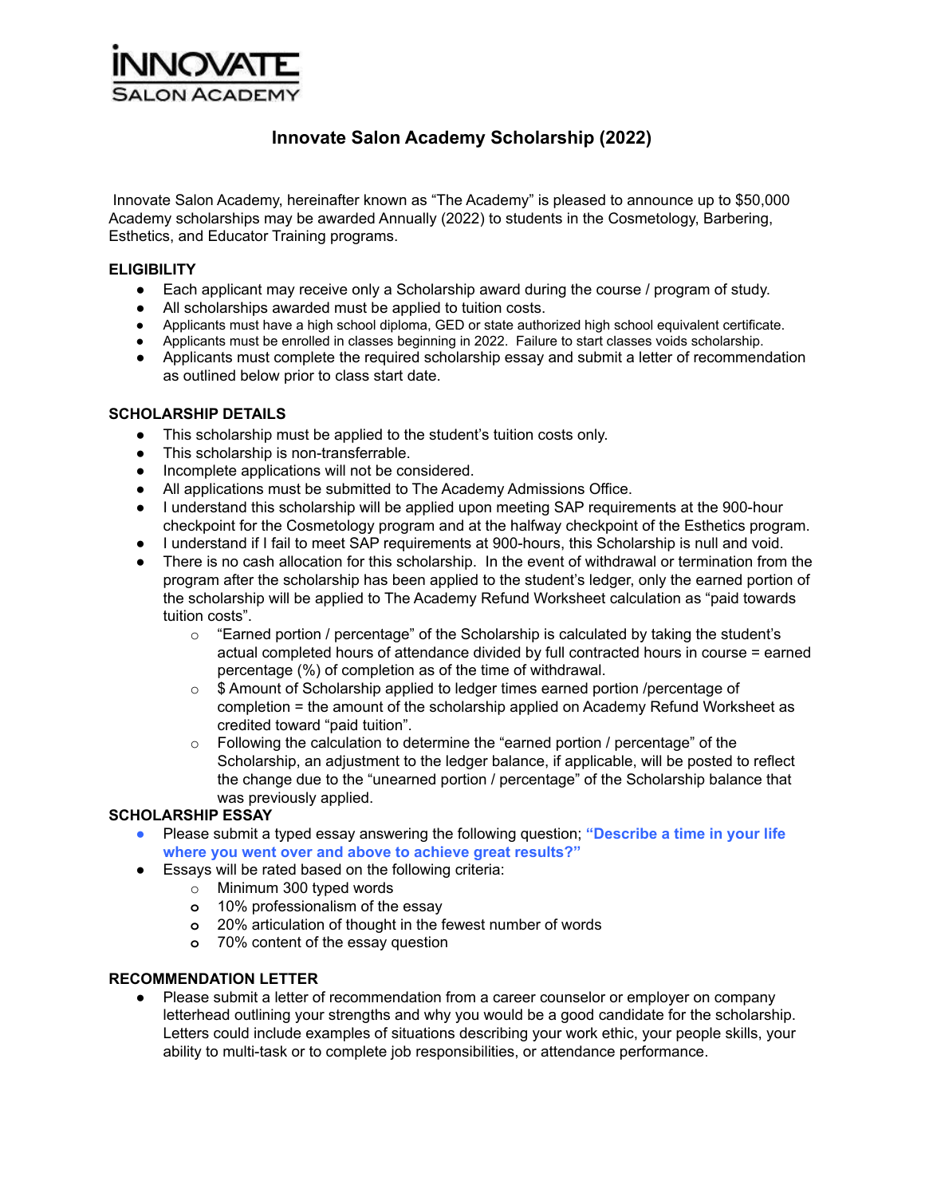# Innovate Salon Academy Scholarship (2022)

Innovate Salon Academy, hereinafter known as "The Academy" is pleased to announce up to $50,000 Academy scholarships may be awarded Annually (2022) to students in the Cosmetology, Barbering, Esthetics, and Educator Training programs.

## ELIGIBILITY

- Each applicant may receive only a Scholarship award during the course / program of study.
- All scholarships awarded must be applied to tuition costs.
- Applicants must have a high school diploma, GED or state authorized high school equivalent certificate.
- Applicants must be enrolled in classes beginning in 2022. Failure to start classes voids scholarship.
- Applicants must complete the required scholarship essay and submit a letter of recommendation as outlined below prior to class start date.

## SCHOLARSHIP DETAILS

- This scholarship must be applied to the student's tuition costs only.
- This scholarship is non-transferrable.
- Incomplete applications will not be considered.
- All applications must be submitted to The Academy Admissions Office.
- I understand this scholarship will be applied upon meeting SAP requirements at the 900-hour checkpoint for the Cosmetology program and at the halfway checkpoint of the Esthetics program.
- I understand if I fail to meet SAP requirements at 900-hours, this Scholarship is null and void.
- There is no cash allocation for this scholarship. In the event of withdrawal or termination from the program after the scholarship has been applied to the student's ledger, only the earned portion of the scholarship will be applied to The Academy Refund Worksheet calculation as "paid towards tuition costs".
  - "Earned portion / percentage" of the Scholarship is calculated by taking the student's actual completed hours of attendance divided by full contracted hours in course = earned percentage (%) of completion as of the time of withdrawal.
  - $ Amount of Scholarship applied to ledger times earned portion /percentage of completion = the amount of the scholarship applied on Academy Refund Worksheet as credited toward "paid tuition".
  - Following the calculation to determine the "earned portion / percentage" of the Scholarship, an adjustment to the ledger balance, if applicable, will be posted to reflect the change due to the "unearned portion / percentage" of the Scholarship balance that was previously applied.

## SCHOLARSHIP ESSAY

- Please submit a typed essay answering the following question; **"Describe a time in your life where you went over and above to achieve great results?"**
- Essays will be rated based on the following criteria:
  - Minimum 300 typed words
  - 10% professionalism of the essay
  - 20% articulation of thought in the fewest number of words
  - 70% content of the essay question

## RECOMMENDATION LETTER

- Please submit a letter of recommendation from a career counselor or employer on company letterhead outlining your strengths and why you would be a good candidate for the scholarship. Letters could include examples of situations describing your work ethic, your people skills, your ability to multi-task or to complete job responsibilities, or attendance performance.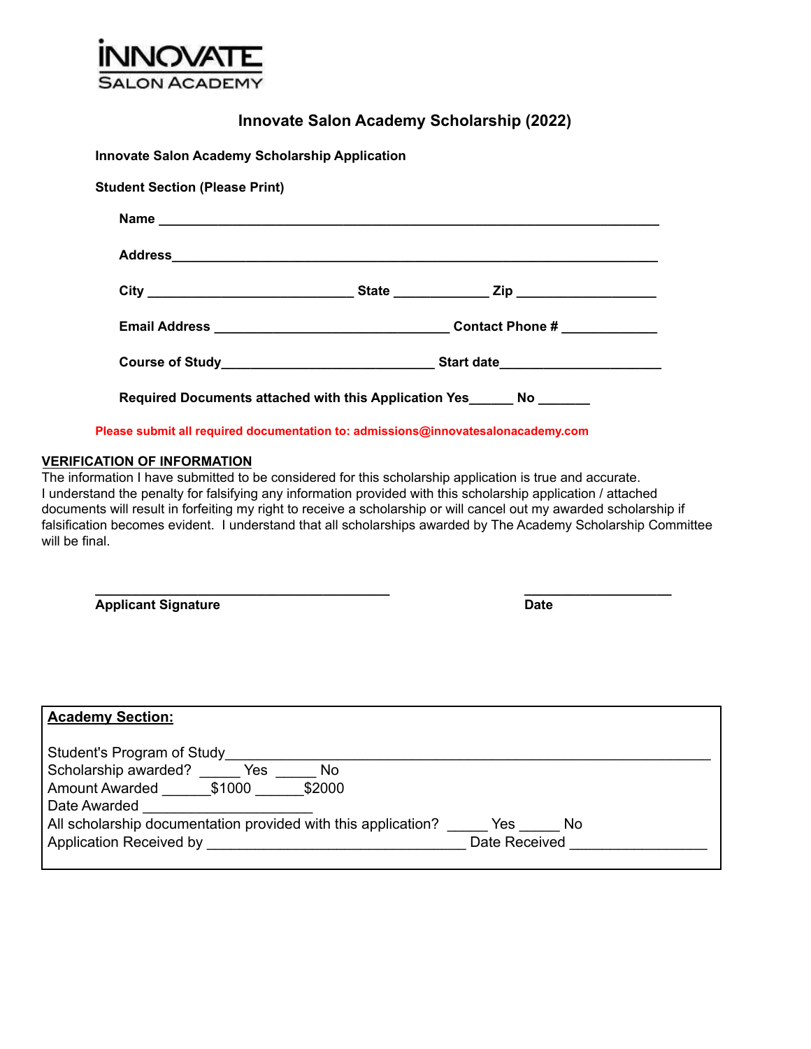INNOVATE SALON ACADEMY

# Innovate Salon Academy Scholarship (2022)

**Innovate Salon Academy Scholarship Application**

**Student Section (Please Print)**

**Name** ________________________________________________________________

**Address**________________________________________________________________

**City** ___________________________ **State** ____________ **Zip** _________________

**Email Address** ______________________________ **Contact Phone #** ____________

**Course of Study**___________________________ **Start date**_____________________

**Required Documents attached with this Application Yes**______ **No** _______

**Please submit all required documentation to: admissions@innovatesalonacademy.com**

## VERIFICATION OF INFORMATION

The information I have submitted to be considered for this scholarship application is true and accurate. I understand the penalty for falsifying any information provided with this scholarship application / attached documents will result in forfeiting my right to receive a scholarship or will cancel out my awarded scholarship if falsification becomes evident. I understand that all scholarships awarded by The Academy Scholarship Committee will be final.

______________________________________ &nbsp;&nbsp;&nbsp;&nbsp;&nbsp;&nbsp;&nbsp;&nbsp; ___________________

**Applicant Signature** &nbsp;&nbsp;&nbsp;&nbsp;&nbsp;&nbsp;&nbsp;&nbsp;&nbsp;&nbsp;&nbsp;&nbsp;&nbsp;&nbsp;&nbsp;&nbsp;&nbsp;&nbsp;&nbsp;&nbsp;&nbsp;&nbsp;&nbsp;&nbsp;&nbsp;&nbsp;&nbsp;&nbsp;&nbsp;&nbsp;&nbsp;&nbsp;&nbsp;&nbsp;&nbsp;&nbsp;&nbsp;&nbsp;&nbsp;&nbsp; **Date**

## Academy Section:

Student's Program of Study_______________________________________________________

Scholarship awarded? _____ Yes _____ No

Amount Awarded ______$1000 ______$2000

Date Awarded ____________________

All scholarship documentation provided with this application? _____ Yes _____ No

Application Received by ______________________________ Date Received ________________